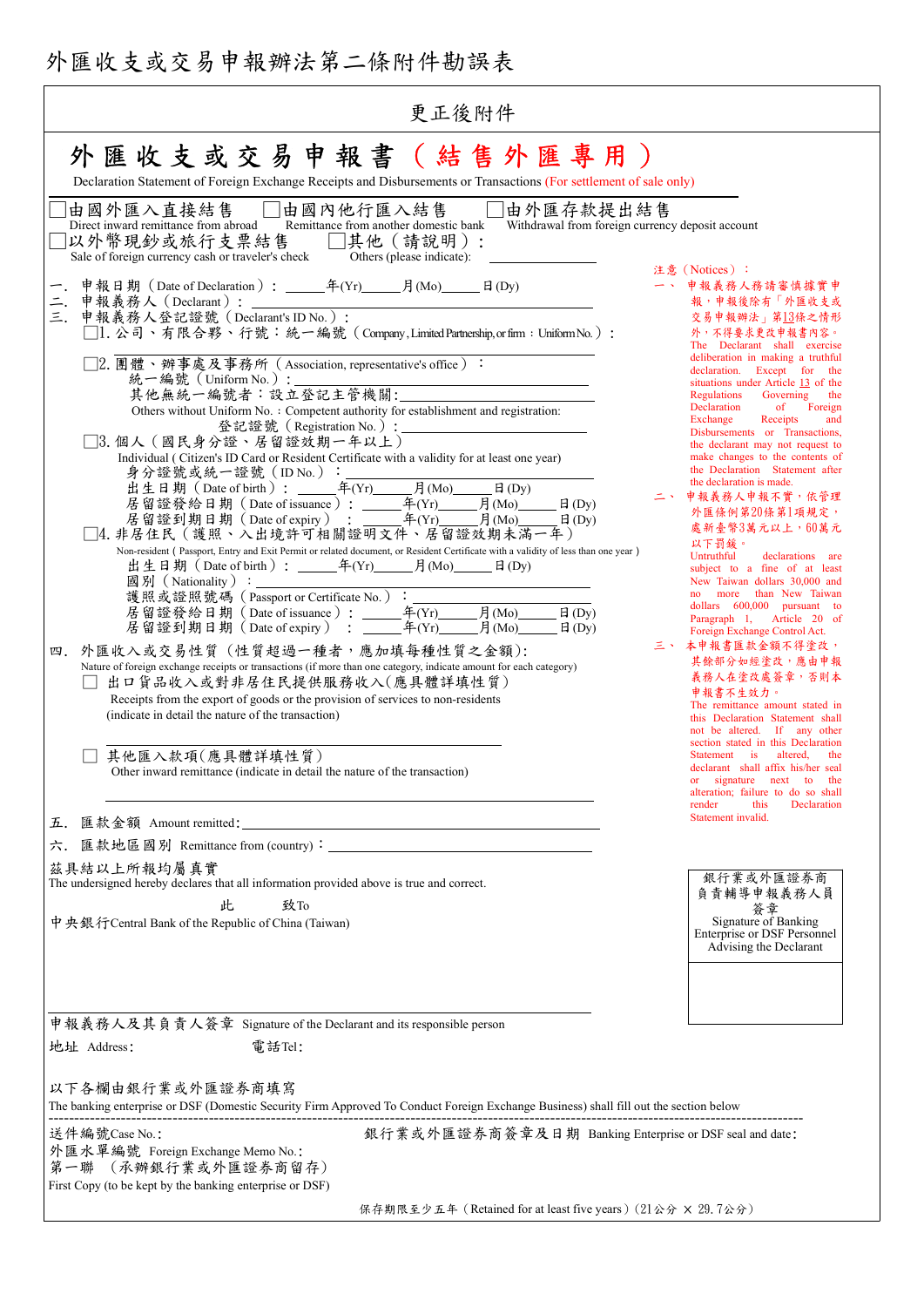# 外匯收支或交易申報辦法第二條附件勘誤表

## 更正後附件

# 外匯收支或交易申報書（結售外匯專用）

Declaration Statement of Foreign Exchange Receipts and Disbursements or Transactions (For settlement of sale only)

☐由國外匯入直接結售 Direct inward remittance from abroad　☐由國內他行匯入結售 Remittance from another domestic bank　☐由外匯存款提出結售 Withdrawal from foreign currency deposit account
☐以外幣現鈔或旅行支票結售 Sale of foreign currency cash or traveler's check　☐其他（請說明）：Others (please indicate): ________

一、申報日期（Date of Declaration）：______年(Yr)______月(Mo)______日(Dy)

二、申報義務人（Declarant）：

三、申報義務人登記證號（Declarant's ID No.）：

☐1. 公司、有限合夥、行號：統一編號（Company, Limited Partnership, or firm：Uniform No.）：________

☐2. 團體、辦事處及事務所（Association, representative's office）：
統一編號（Uniform No.）：________
其他無統一編號者：設立登記主管機關：________
Others without Uniform No.：Competent authority for establishment and registration:
登記證號（Registration No.）：________

☐3. 個人（國民身分證、居留證效期一年以上）
Individual ( Citizen's ID Card or Resident Certificate with a validity for at least one year)
身分證號或統一證號（ID No.）：________
出生日期（Date of birth）：______年(Yr)______月(Mo)______日(Dy)
居留證發給日期（Date of issuance）：______年(Yr)______月(Mo)______日(Dy)
居留證到期日期（Date of expiry）：______年(Yr)______月(Mo)______日(Dy)

☐4. 非居住民（護照、入出境許可相關證明文件、居留證效期未滿一年）
Non-resident ( Passport, Entry and Exit Permit or related document, or Resident Certificate with a validity of less than one year )
出生日期（Date of birth）：______年(Yr)______月(Mo)______日(Dy)
國別（Nationality）：________
護照或證照號碼（Passport or Certificate No.）：________
居留證發給日期（Date of issuance）：______年(Yr)______月(Mo)______日(Dy)
居留證到期日期（Date of expiry）：______年(Yr)______月(Mo)______日(Dy)

四、外匯收入或交易性質（性質超過一種者，應加填每種性質之金額）:
Nature of foreign exchange receipts or transactions (if more than one category, indicate amount for each category)

☐ 出口貨品收入或對非居住民提供服務收入(應具體詳填性質)
Receipts from the export of goods or the provision of services to non-residents
(indicate in detail the nature of the transaction)
________

☐ 其他匯入款項(應具體詳填性質)
Other inward remittance (indicate in detail the nature of the transaction)
________

五、匯款金額 Amount remitted：________

六、匯款地區國別 Remittance from (country)：________

注意（Notices）：

一、申報義務人務請審慎據實申報，申報後除有「外匯收支或交易申報辦法」第13條之情形外，不得要求更改申報書內容。
The Declarant shall exercise deliberation in making a truthful declaration. Except for the situations under Article 13 of the Regulations Governing the Declaration of Foreign Exchange Receipts and Disbursements or Transactions, the declarant may not request to make changes to the contents of the Declaration Statement after the declaration is made.

二、申報義務人申報不實，依管理外匯條例第20條第1項規定，處新臺幣3萬元以上，60萬元以下罰鍰。
Untruthful declarations are subject to a fine of at least New Taiwan dollars 30,000 and no more than New Taiwan dollars 600,000 pursuant to Paragraph 1, Article 20 of Foreign Exchange Control Act.

三、本申報書匯款金額不得塗改，其餘部分如經塗改，應由申報義務人在塗改處簽章，否則本申報書不生效力。
The remittance amount stated in this Declaration Statement shall not be altered. If any other section stated in this Declaration Statement is altered, the declarant shall affix his/her seal or signature next to the alteration; failure to do so shall render this Declaration Statement invalid.

茲具結以上所報均屬真實
The undersigned hereby declares that all information provided above is true and correct.

此　致To
中央銀行Central Bank of the Republic of China (Taiwan)

| 銀行業或外匯證券商負責輔導申報義務人員簽章 Signature of Banking Enterprise or DSF Personnel Advising the Declarant |
|---|
| |

申報義務人及其負責人簽章 Signature of the Declarant and its responsible person

地址 Address：　　　　電話Tel：

以下各欄由銀行業或外匯證券商填寫
The banking enterprise or DSF (Domestic Security Firm Approved To Conduct Foreign Exchange Business) shall fill out the section below

---

送件編號Case No.：　　　　銀行業或外匯證券商簽章及日期 Banking Enterprise or DSF seal and date：
外匯水單編號 Foreign Exchange Memo No.：
第一聯（承辦銀行業或外匯證券商留存）
First Copy (to be kept by the banking enterprise or DSF)

保存期限至少五年（Retained for at least five years）（21公分 × 29.7公分）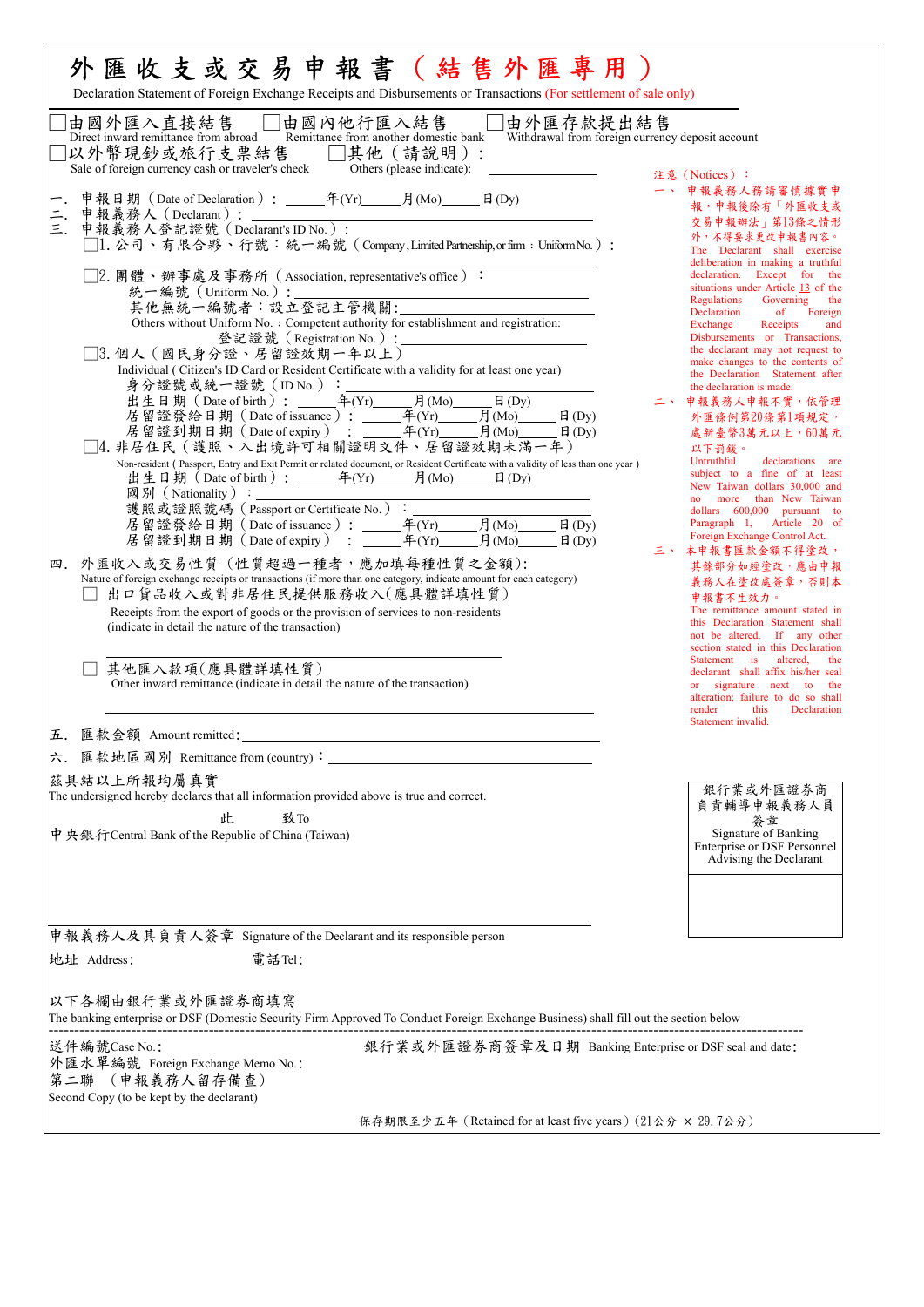# 外匯收支或交易申報書（結售外匯專用）

Declaration Statement of Foreign Exchange Receipts and Disbursements or Transactions (For settlement of sale only)

☐由國外匯入直接結售 Direct inward remittance from abroad　☐由國內他行匯入結售 Remittance from another domestic bank　☐由外匯存款提出結售 Withdrawal from foreign currency deposit account

☐以外幣現鈔或旅行支票結售 Sale of foreign currency cash or traveler's check　☐其他（請說明）：Others (please indicate): ________

一. 申報日期（Date of Declaration）：_____年(Yr)_____月(Mo)_____日(Dy)

二. 申報義務人（Declarant）：

三. 申報義務人登記證號（Declarant's ID No.）：

☐1. 公司、有限合夥、行號：統一編號（Company, Limited Partnership, or firm：Uniform No.）：________

☐2. 團體、辦事處及事務所（Association, representative's office）：

統一編號（Uniform No.）：________

其他無統一編號者：設立登記主管機關：________

Others without Uniform No.：Competent authority for establishment and registration:

登記證號（Registration No.）：________

☐3. 個人（國民身分證、居留證效期一年以上）

Individual ( Citizen's ID Card or Resident Certificate with a validity for at least one year)

身分證號或統一證號（ID No.）：________

出生日期（Date of birth）：_____年(Yr)_____月(Mo)_____日(Dy)

居留證發給日期（Date of issuance）：_____年(Yr)_____月(Mo)_____日(Dy)

居留證到期日期（Date of expiry）：_____年(Yr)_____月(Mo)_____日(Dy)

☐4. 非居住民（護照、入出境許可相關證明文件、居留證效期未滿一年）

Non-resident ( Passport, Entry and Exit Permit or related document, or Resident Certificate with a validity of less than one year )

出生日期（Date of birth）：_____年(Yr)_____月(Mo)_____日(Dy)

國別（Nationality）：________

護照或證照號碼（Passport or Certificate No.）：________

居留證發給日期（Date of issuance）：_____年(Yr)_____月(Mo)_____日(Dy)

居留證到期日期（Date of expiry）：_____年(Yr)_____月(Mo)_____日(Dy)

四. 外匯收入或交易性質（性質超過一種者，應加填每種性質之金額）:

Nature of foreign exchange receipts or transactions (if more than one category, indicate amount for each category)

☐ 出口貨品收入或對非居住民提供服務收入(應具體詳填性質)

Receipts from the export of goods or the provision of services to non-residents (indicate in detail the nature of the transaction)

________

☐ 其他匯入款項(應具體詳填性質)

Other inward remittance (indicate in detail the nature of the transaction)

________

五. 匯款金額 Amount remitted: ________

六. 匯款地區國別 Remittance from (country)：________

茲具結以上所報均屬真實

The undersigned hereby declares that all information provided above is true and correct.

此　致To

中央銀行Central Bank of the Republic of China (Taiwan)

________

申報義務人及其負責人簽章 Signature of the Declarant and its responsible person

地址 Address:　電話Tel:

注意（Notices）：

一、申報義務人務請審慎據實申報，申報後除有「外匯收支或交易申報辦法」第13條之情形外，不得要求更改申報書內容。

The Declarant shall exercise deliberation in making a truthful declaration. Except for the situations under Article 13 of the Regulations Governing the Declaration of Foreign Exchange Receipts and Disbursements or Transactions, the declarant may not request to make changes to the contents of the Declaration Statement after the declaration is made.

二、申報義務人申報不實，依管理外匯條例第20條第1項規定，處新臺幣3萬元以上，60萬元以下罰鍰。

Untruthful declarations are subject to a fine of at least New Taiwan dollars 30,000 and no more than New Taiwan dollars 600,000 pursuant to Paragraph 1, Article 20 of Foreign Exchange Control Act.

三、本申報書匯款金額不得塗改，其餘部分如經塗改，應由申報義務人在塗改處簽章，否則本申報書不生效力。

The remittance amount stated in this Declaration Statement shall not be altered. If any other section stated in this Declaration Statement is altered, the declarant shall affix his/her seal or signature next to the alteration; failure to do so shall render this Declaration Statement invalid.

| 銀行業或外匯證券商負責輔導申報義務人員簽章 Signature of Banking Enterprise or DSF Personnel Advising the Declarant |
|---|
| |

以下各欄由銀行業或外匯證券商填寫

The banking enterprise or DSF (Domestic Security Firm Approved To Conduct Foreign Exchange Business) shall fill out the section below

送件編號Case No.:　　銀行業或外匯證券商簽章及日期 Banking Enterprise or DSF seal and date:

外匯水單編號 Foreign Exchange Memo No.:

第二聯（申報義務人留存備查）

Second Copy (to be kept by the declarant)

保存期限至少五年（Retained for at least five years）(21公分 × 29.7公分)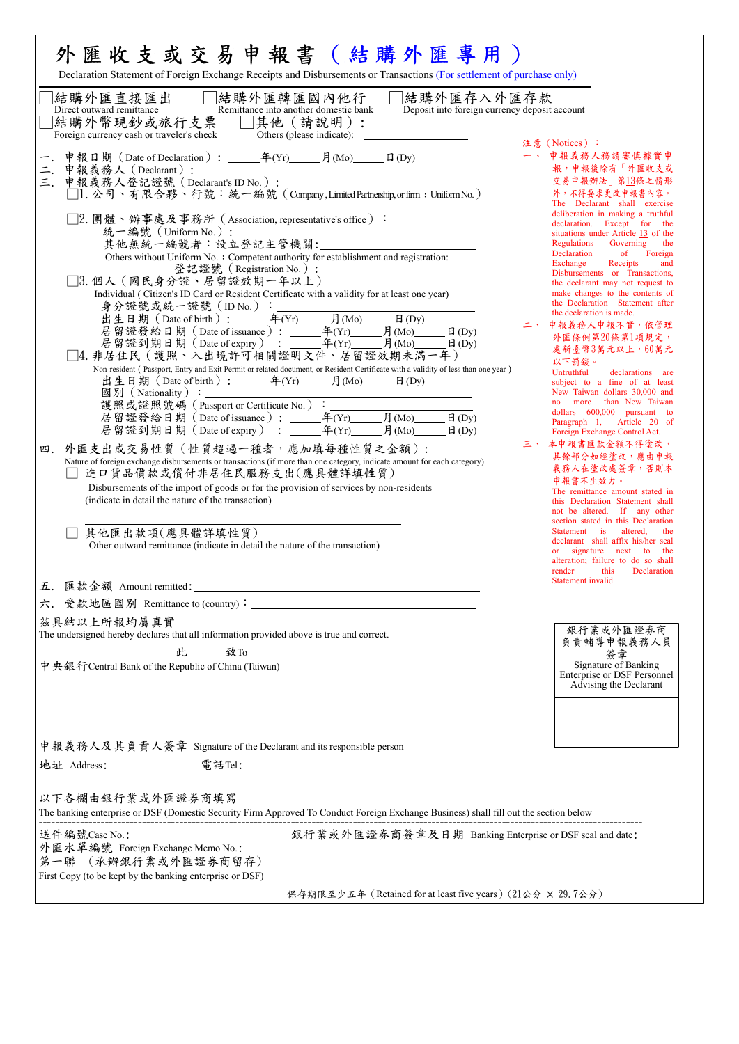# 外匯收支或交易申報書（結購外匯專用）

Declaration Statement of Foreign Exchange Receipts and Disbursements or Transactions (For settlement of purchase only)

☐結購外匯直接匯出 Direct outward remittance　☐結購外匯轉匯國內他行 Remittance into another domestic bank　☐結購外匯存入外匯存款 Deposit into foreign currency deposit account

☐結購外幣現鈔或旅行支票 Foreign currency cash or traveler's check　☐其他（請說明）： Others (please indicate): ________

一. 申報日期（Date of Declaration）：______年(Yr)______月(Mo)______日(Dy)

二. 申報義務人（Declarant）：________

三. 申報義務人登記證號（Declarant's ID No.）：

☐1. 公司、有限合夥、行號：統一編號（Company, Limited Partnership, or firm：Uniform No.）________

☐2. 團體、辦事處及事務所（Association, representative's office）：

統一編號（Uniform No.）：________

其他無統一編號者：設立登記主管機關:________

Others without Uniform No.：Competent authority for establishment and registration:

登記證號（Registration No.）：________

☐3. 個人（國民身分證、居留證效期一年以上）

Individual ( Citizen's ID Card or Resident Certificate with a validity for at least one year)

身分證號或統一證號（ID No.）：________

出生日期（Date of birth）：______年(Yr)______月(Mo)______日(Dy)

居留證發給日期（Date of issuance）：______年(Yr)______月(Mo)______日(Dy)

居留證到期日期（Date of expiry）：______年(Yr)______月(Mo)______日(Dy)

☐4. 非居住民（護照、入出境許可相關證明文件、居留證效期未滿一年）

Non-resident ( Passport, Entry and Exit Permit or related document, or Resident Certificate with a validity of less than one year )

出生日期（Date of birth）：______年(Yr)______月(Mo)______日(Dy)

國別（Nationality）：________

護照或證照號碼（Passport or Certificate No.）：________

居留證發給日期（Date of issuance）：______年(Yr)______月(Mo)______日(Dy)

居留證到期日期（Date of expiry）：______年(Yr)______月(Mo)______日(Dy)

四. 外匯支出或交易性質（性質超過一種者，應加填每種性質之金額）：

Nature of foreign exchange disbursements or transactions (if more than one category, indicate amount for each category)

☐ 進口貨品價款或償付非居住民服務支出(應具體詳填性質)

Disbursements of the import of goods or for the provision of services by non-residents (indicate in detail the nature of the transaction)

________

☐ 其他匯出款項(應具體詳填性質)

Other outward remittance (indicate in detail the nature of the transaction)

________

五. 匯款金額 Amount remitted:________

六. 受款地區國別 Remittance to (country)：________

茲具結以上所報均屬真實

The undersigned hereby declares that all information provided above is true and correct.

此　　致To

中央銀行Central Bank of the Republic of China (Taiwan)

________

申報義務人及其負責人簽章 Signature of the Declarant and its responsible person

地址 Address:　　　　電話Tel:

**注意（Notices）：**

一、申報義務人務請審慎據實申報，申報後除有「外匯收支或交易申報辦法」第13條之情形外，不得要求更改申報書內容。
The Declarant shall exercise deliberation in making a truthful declaration. Except for the situations under Article 13 of the Regulations Governing the Declaration of Foreign Exchange Receipts and Disbursements or Transactions, the declarant may not request to make changes to the contents of the Declaration Statement after the declaration is made.

二、申報義務人申報不實，依管理外匯條例第20條第1項規定，處新臺幣3萬元以上，60萬元以下罰鍰。
Untruthful declarations are subject to a fine of at least New Taiwan dollars 30,000 and no more than New Taiwan dollars 600,000 pursuant to Paragraph 1, Article 20 of Foreign Exchange Control Act.

三、本申報書匯款金額不得塗改，其餘部分如經塗改，應由申報義務人在塗改處簽章，否則本申報書不生效力。
The remittance amount stated in this Declaration Statement shall not be altered. If any other section stated in this Declaration Statement is altered, the declarant shall affix his/her seal or signature next to the alteration; failure to do so shall render this Declaration Statement invalid.

| 銀行業或外匯證券商負責輔導申報義務人員簽章 Signature of Banking Enterprise or DSF Personnel Advising the Declarant |
|---|
| |

以下各欄由銀行業或外匯證券商填寫

The banking enterprise or DSF (Domestic Security Firm Approved To Conduct Foreign Exchange Business) shall fill out the section below

送件編號Case No.:　　　　銀行業或外匯證券商簽章及日期 Banking Enterprise or DSF seal and date:

外匯水單編號 Foreign Exchange Memo No.:

第一聯（承辦銀行業或外匯證券商留存）

First Copy (to be kept by the banking enterprise or DSF)

保存期限至少五年（Retained for at least five years）(21公分 × 29.7公分)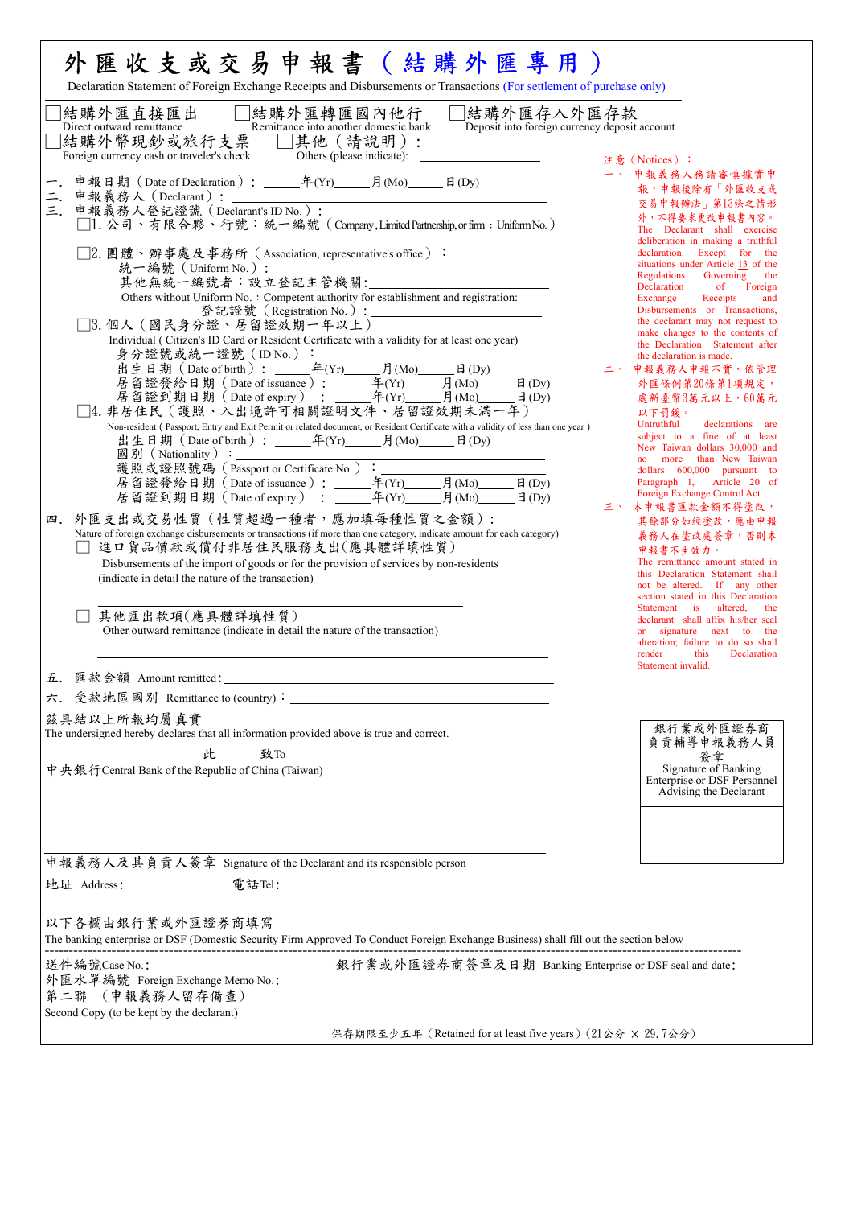# 外匯收支或交易申報書（結購外匯專用）

Declaration Statement of Foreign Exchange Receipts and Disbursements or Transactions (For settlement of purchase only)

☐結購外匯直接匯出 Direct outward remittance　☐結購外匯轉匯國內他行 Remittance into another domestic bank　☐結購外匯存入外匯存款 Deposit into foreign currency deposit account

☐結購外幣現鈔或旅行支票 Foreign currency cash or traveler's check　☐其他（請說明）：Others (please indicate): ________

一. 申報日期（Date of Declaration）：_____年(Yr)_____月(Mo)_____日(Dy)

二. 申報義務人（Declarant）：________

三. 申報義務人登記證號（Declarant's ID No.）：

☐1. 公司、有限合夥、行號：統一編號（Company, Limited Partnership, or firm：Uniform No.）________

☐2. 團體、辦事處及事務所（Association, representative's office）：

統一編號（Uniform No.）：________

其他無統一編號者：設立登記主管機關:________

Others without Uniform No.: Competent authority for establishment and registration:

登記證號（Registration No.）：________

☐3. 個人（國民身分證、居留證效期一年以上）

Individual ( Citizen's ID Card or Resident Certificate with a validity for at least one year)

身分證號或統一證號（ID No.）：________

出生日期（Date of birth）：_____年(Yr)_____月(Mo)_____日(Dy)

居留證發給日期（Date of issuance）：_____年(Yr)_____月(Mo)_____日(Dy)

居留證到期日期（Date of expiry）：_____年(Yr)_____月(Mo)_____日(Dy)

☐4. 非居住民（護照、入出境許可相關證明文件、居留證效期未滿一年）

Non-resident ( Passport, Entry and Exit Permit or related document, or Resident Certificate with a validity of less than one year )

出生日期（Date of birth）：_____年(Yr)_____月(Mo)_____日(Dy)

國別（Nationality）：________

護照或證照號碼（Passport or Certificate No.）：________

居留證發給日期（Date of issuance）：_____年(Yr)_____月(Mo)_____日(Dy)

居留證到期日期（Date of expiry）：_____年(Yr)_____月(Mo)_____日(Dy)

四. 外匯支出或交易性質（性質超過一種者，應加填每種性質之金額）：

Nature of foreign exchange disbursements or transactions (if more than one category, indicate amount for each category)

☐ 進口貨品價款或償付非居住民服務支出(應具體填性質)

Disbursements of the import of goods or for the provision of services by non-residents (indicate in detail the nature of the transaction)

________

☐ 其他匯出款項(應具體詳填性質)

Other outward remittance (indicate in detail the nature of the transaction)

________

五. 匯款金額 Amount remitted:________

六. 受款地區國別 Remittance to (country)：________

注意（Notices）：

一、申報義務人務請審慎據實申報，申報後除有「外匯收支或交易申報辦法」第13條之情形外，不得要求更改申報書內容。The Declarant shall exercise deliberation in making a truthful declaration. Except for the situations under Article 13 of the Regulations Governing the Declaration of Foreign Exchange Receipts and Disbursements or Transactions, the declarant may not request to make changes to the contents of the Declaration Statement after the declaration is made.

二、申報義務人申報不實，依管理外匯條例第20條第1項規定，處新臺幣3萬元以上，60萬元以下罰鍰。Untruthful declarations are subject to a fine of at least New Taiwan dollars 30,000 and no more than New Taiwan dollars 600,000 pursuant to Paragraph 1, Article 20 of Foreign Exchange Control Act.

三、本申報書匯款金額不得塗改，其餘部分如經塗改，應由申報義務人在塗改處簽章，否則本申報書不生效力。The remittance amount stated in this Declaration Statement shall not be altered. If any other section stated in this Declaration Statement is altered, the declarant shall affix his/her seal or signature next to the alteration; failure to do so shall render this Declaration Statement invalid.

茲具結以上所報均屬真實

The undersigned hereby declares that all information provided above is true and correct.

此　致To

中央銀行Central Bank of the Republic of China (Taiwan)

| 銀行業或外匯證券商負責輔導申報義務人員簽章 Signature of Banking Enterprise or DSF Personnel Advising the Declarant |
|---|
| |

________

申報義務人及其負責人簽章 Signature of the Declarant and its responsible person

地址 Address:　　　　電話Tel:

以下各欄由銀行業或外匯證券商填寫

The banking enterprise or DSF (Domestic Security Firm Approved To Conduct Foreign Exchange Business) shall fill out the section below

送件編號Case No.:　　　　銀行業或外匯證券商簽章及日期 Banking Enterprise or DSF seal and date:

外匯水單編號 Foreign Exchange Memo No.:

第二聯（申報義務人留存備查）

Second Copy (to be kept by the declarant)

保存期限至少五年（Retained for at least five years）(21公分 × 29.7公分)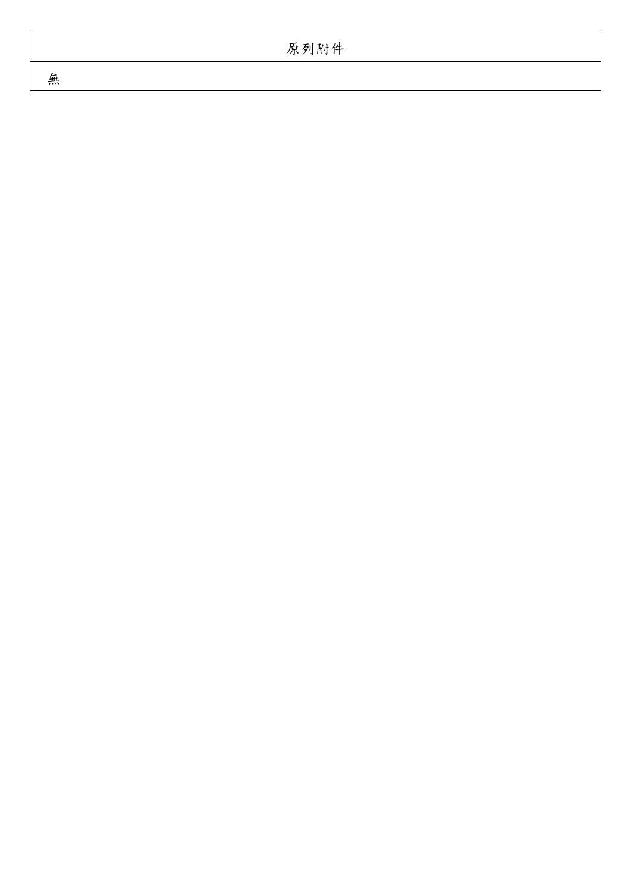| 原列附件 |
| --- |
| 無 |